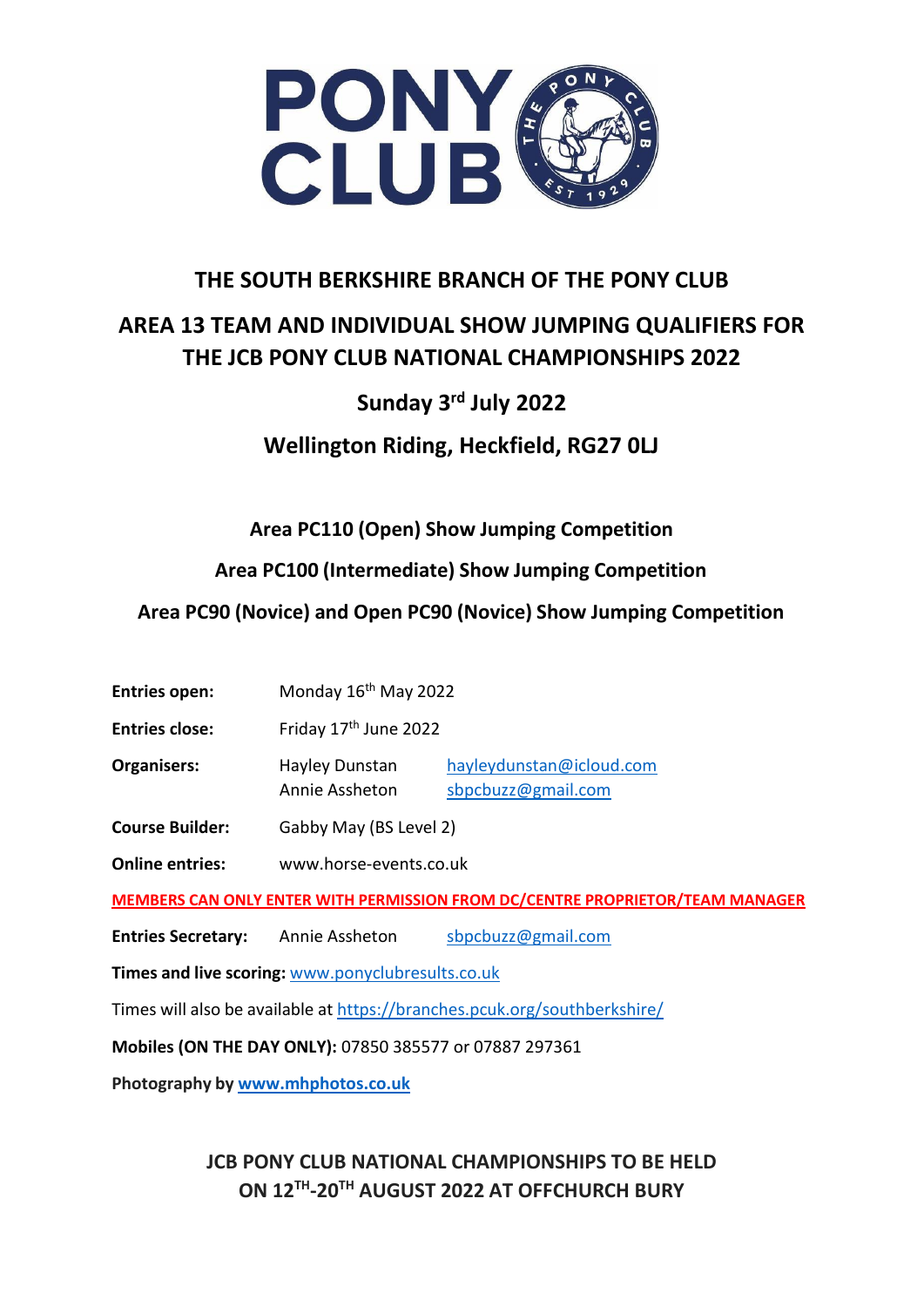# THE SOUTH BERKSHIRE BRANCH OF THE PONY CLUB

## AREA 13 TEAM AND INDIVIDUAL SHOW JUMPING QUALIFIERS FOR THE JCB PONY CLUB NATIONAL CHAMPIONSHIPS 2022

## Sunday 3rd July 2022

## Wellington Riding, Heckfield, RG27 0LJ

### Area PC110 (Open) Show Jumping Competition

### Area PC100 (Intermediate) Show Jumping Competition

### Area PC90 (Novice) and Open PC90 (Novice) Show Jumping Competition

**Entries open:** Monday 16th May 2022

**Entries close:** Friday 17th June 2022

**Organisers:** Hayley Dunstan hayleydunstan@icloud.com
Annie Assheton sbpcbuzz@gmail.com

**Course Builder:** Gabby May (BS Level 2)

**Online entries:** www.horse-events.co.uk

**MEMBERS CAN ONLY ENTER WITH PERMISSION FROM DC/CENTRE PROPRIETOR/TEAM MANAGER**

**Entries Secretary:** Annie Assheton sbpcbuzz@gmail.com

**Times and live scoring:** www.ponyclubresults.co.uk

Times will also be available at https://branches.pcuk.org/southberkshire/

**Mobiles (ON THE DAY ONLY):** 07850 385577 or 07887 297361

**Photography by www.mhphotos.co.uk**

**JCB PONY CLUB NATIONAL CHAMPIONSHIPS TO BE HELD ON 12TH-20TH AUGUST 2022 AT OFFCHURCH BURY**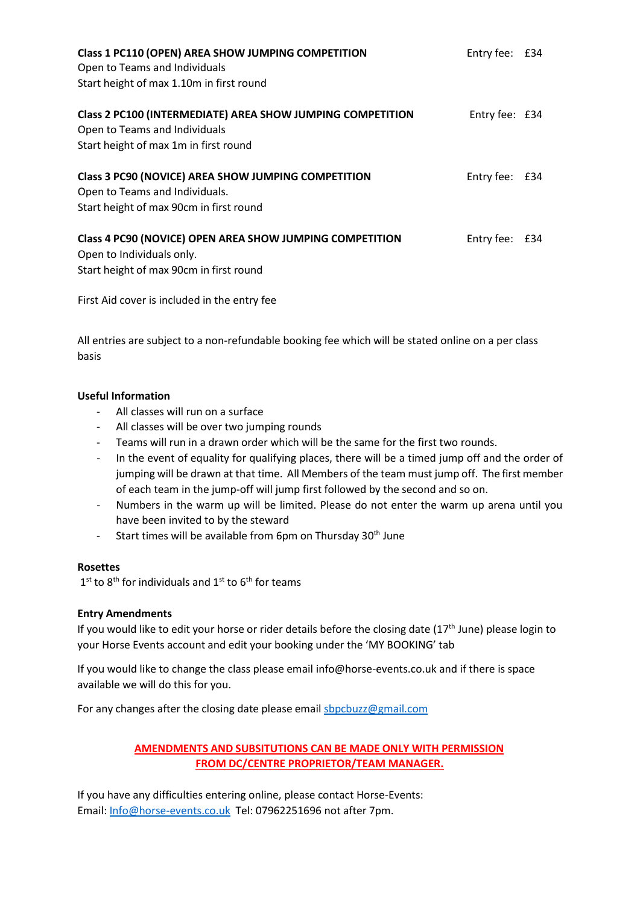**Class 1 PC110 (OPEN) AREA SHOW JUMPING COMPETITION** Entry fee: £34
Open to Teams and Individuals
Start height of max 1.10m in first round

**Class 2 PC100 (INTERMEDIATE) AREA SHOW JUMPING COMPETITION** Entry fee: £34
Open to Teams and Individuals
Start height of max 1m in first round

**Class 3 PC90 (NOVICE) AREA SHOW JUMPING COMPETITION** Entry fee: £34
Open to Teams and Individuals.
Start height of max 90cm in first round

**Class 4 PC90 (NOVICE) OPEN AREA SHOW JUMPING COMPETITION** Entry fee: £34
Open to Individuals only.
Start height of max 90cm in first round

First Aid cover is included in the entry fee

All entries are subject to a non-refundable booking fee which will be stated online on a per class basis

**Useful Information**

- All classes will run on a surface
- All classes will be over two jumping rounds
- Teams will run in a drawn order which will be the same for the first two rounds.
- In the event of equality for qualifying places, there will be a timed jump off and the order of jumping will be drawn at that time. All Members of the team must jump off. The first member of each team in the jump-off will jump first followed by the second and so on.
- Numbers in the warm up will be limited. Please do not enter the warm up arena until you have been invited to by the steward
- Start times will be available from 6pm on Thursday 30th June

**Rosettes**

1st to 8th for individuals and 1st to 6th for teams

**Entry Amendments**

If you would like to edit your horse or rider details before the closing date (17th June) please login to your Horse Events account and edit your booking under the 'MY BOOKING' tab

If you would like to change the class please email info@horse-events.co.uk and if there is space available we will do this for you.

For any changes after the closing date please email sbpcbuzz@gmail.com

**AMENDMENTS AND SUBSITUTIONS CAN BE MADE ONLY WITH PERMISSION FROM DC/CENTRE PROPRIETOR/TEAM MANAGER.**

If you have any difficulties entering online, please contact Horse-Events:
Email: Info@horse-events.co.uk Tel: 07962251696 not after 7pm.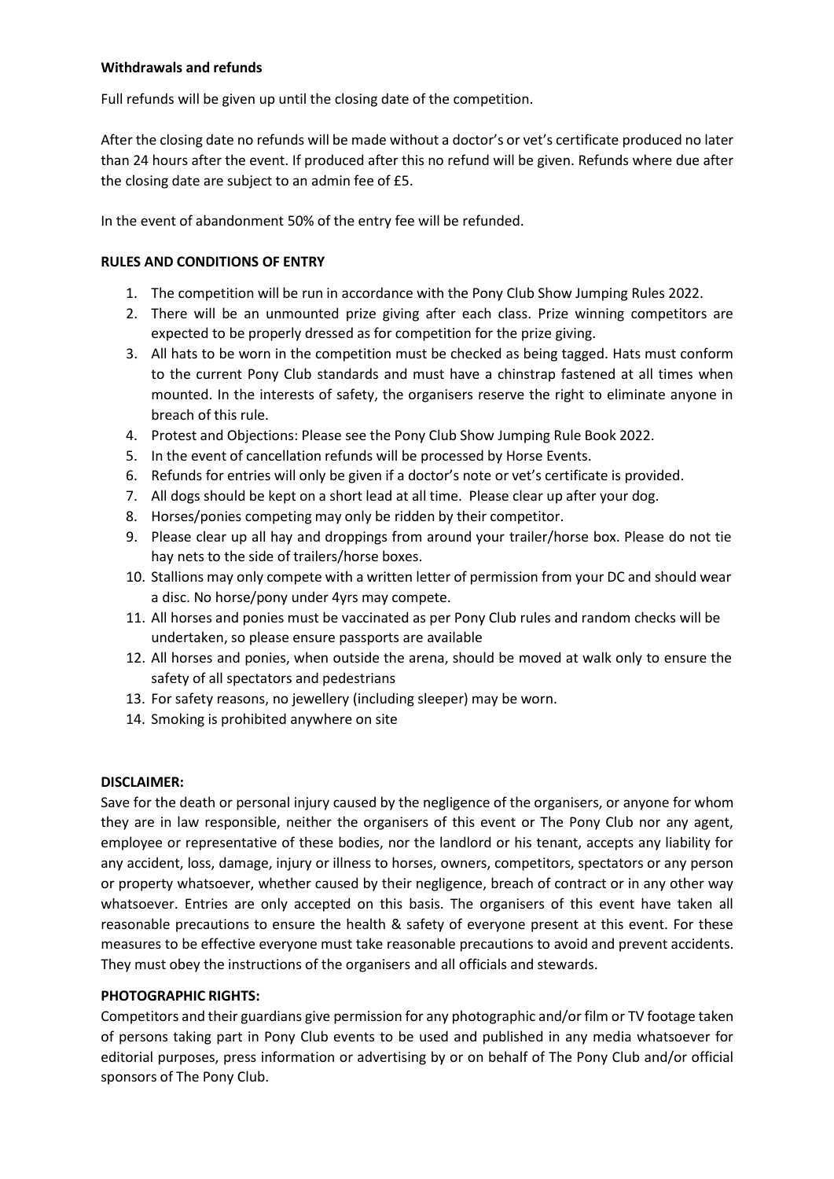**Withdrawals and refunds**

Full refunds will be given up until the closing date of the competition.

After the closing date no refunds will be made without a doctor's or vet's certificate produced no later than 24 hours after the event. If produced after this no refund will be given. Refunds where due after the closing date are subject to an admin fee of £5.

In the event of abandonment 50% of the entry fee will be refunded.

**RULES AND CONDITIONS OF ENTRY**

1. The competition will be run in accordance with the Pony Club Show Jumping Rules 2022.
2. There will be an unmounted prize giving after each class. Prize winning competitors are expected to be properly dressed as for competition for the prize giving.
3. All hats to be worn in the competition must be checked as being tagged. Hats must conform to the current Pony Club standards and must have a chinstrap fastened at all times when mounted. In the interests of safety, the organisers reserve the right to eliminate anyone in breach of this rule.
4. Protest and Objections: Please see the Pony Club Show Jumping Rule Book 2022.
5. In the event of cancellation refunds will be processed by Horse Events.
6. Refunds for entries will only be given if a doctor's note or vet's certificate is provided.
7. All dogs should be kept on a short lead at all time. Please clear up after your dog.
8. Horses/ponies competing may only be ridden by their competitor.
9. Please clear up all hay and droppings from around your trailer/horse box. Please do not tie hay nets to the side of trailers/horse boxes.
10. Stallions may only compete with a written letter of permission from your DC and should wear a disc. No horse/pony under 4yrs may compete.
11. All horses and ponies must be vaccinated as per Pony Club rules and random checks will be undertaken, so please ensure passports are available
12. All horses and ponies, when outside the arena, should be moved at walk only to ensure the safety of all spectators and pedestrians
13. For safety reasons, no jewellery (including sleeper) may be worn.
14. Smoking is prohibited anywhere on site

**DISCLAIMER:**

Save for the death or personal injury caused by the negligence of the organisers, or anyone for whom they are in law responsible, neither the organisers of this event or The Pony Club nor any agent, employee or representative of these bodies, nor the landlord or his tenant, accepts any liability for any accident, loss, damage, injury or illness to horses, owners, competitors, spectators or any person or property whatsoever, whether caused by their negligence, breach of contract or in any other way whatsoever. Entries are only accepted on this basis. The organisers of this event have taken all reasonable precautions to ensure the health & safety of everyone present at this event. For these measures to be effective everyone must take reasonable precautions to avoid and prevent accidents. They must obey the instructions of the organisers and all officials and stewards.

**PHOTOGRAPHIC RIGHTS:**

Competitors and their guardians give permission for any photographic and/or film or TV footage taken of persons taking part in Pony Club events to be used and published in any media whatsoever for editorial purposes, press information or advertising by or on behalf of The Pony Club and/or official sponsors of The Pony Club.